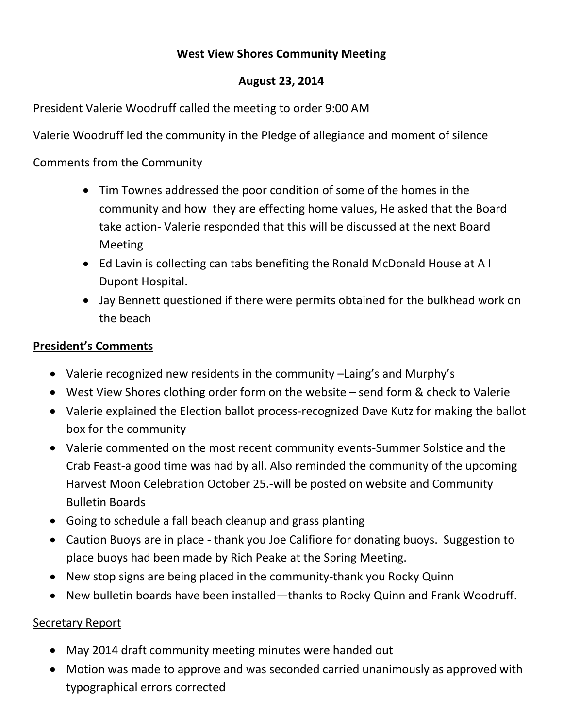**West View Shores Community Meeting**

**August 23, 2014**

President Valerie Woodruff called the meeting to order 9:00 AM

Valerie Woodruff led the community in the Pledge of allegiance and moment of silence

Comments from the Community

- Tim Townes addressed the poor condition of some of the homes in the community and how they are effecting home values, He asked that the Board take action- Valerie responded that this will be discussed at the next Board Meeting
- Ed Lavin is collecting can tabs benefiting the Ronald McDonald House at A I Dupont Hospital.
- Jay Bennett questioned if there were permits obtained for the bulkhead work on the beach

**<u>President's Comments</u>**

- Valerie recognized new residents in the community –Laing's and Murphy's
- West View Shores clothing order form on the website – send form & check to Valerie
- Valerie explained the Election ballot process-recognized Dave Kutz for making the ballot box for the community
- Valerie commented on the most recent community events-Summer Solstice and the Crab Feast-a good time was had by all. Also reminded the community of the upcoming Harvest Moon Celebration October 25.-will be posted on website and Community Bulletin Boards
- Going to schedule a fall beach cleanup and grass planting
- Caution Buoys are in place - thank you Joe Califiore for donating buoys. Suggestion to place buoys had been made by Rich Peake at the Spring Meeting.
- New stop signs are being placed in the community-thank you Rocky Quinn
- New bulletin boards have been installed—thanks to Rocky Quinn and Frank Woodruff.

<u>Secretary Report</u>

- May 2014 draft community meeting minutes were handed out
- Motion was made to approve and was seconded carried unanimously as approved with typographical errors corrected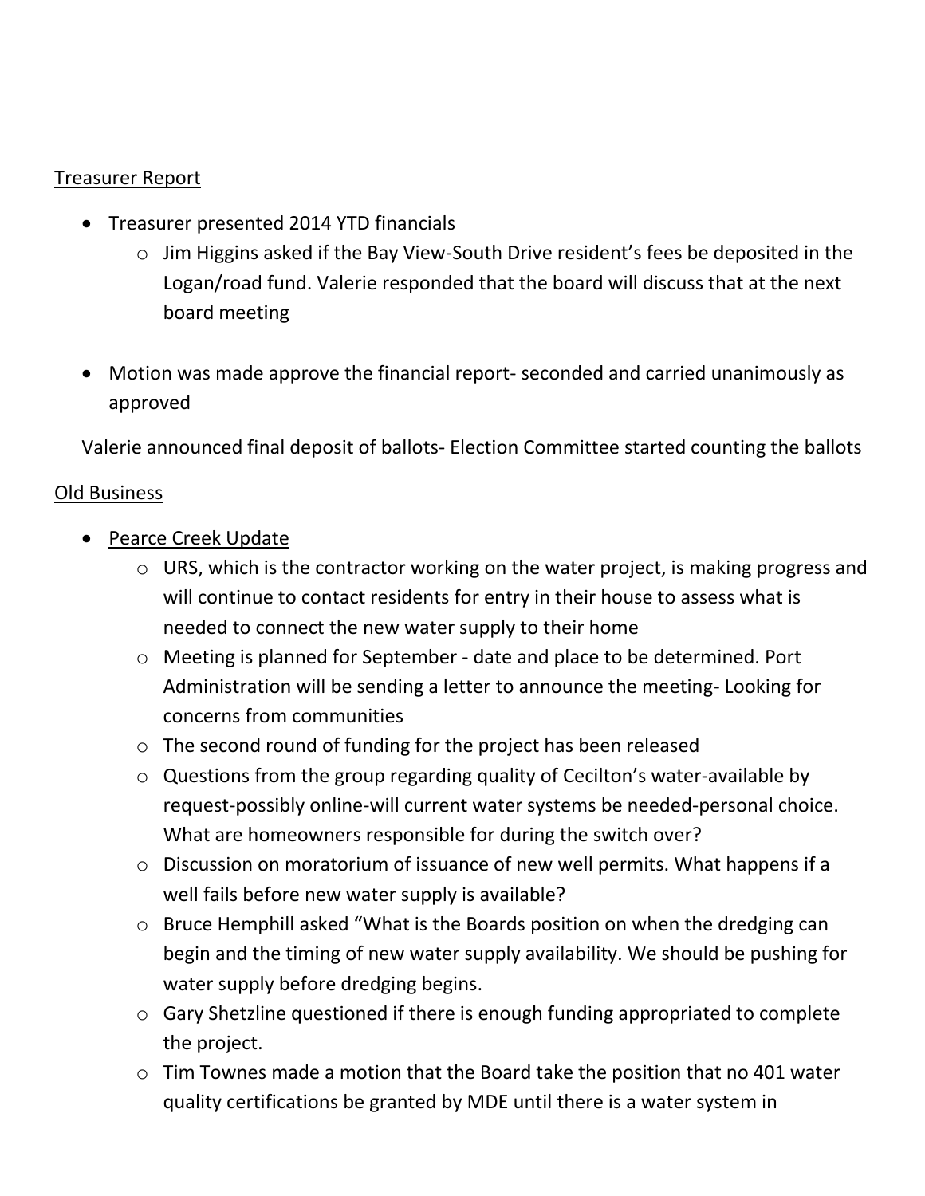<u>Treasurer Report</u>

- Treasurer presented 2014 YTD financials
  - Jim Higgins asked if the Bay View-South Drive resident's fees be deposited in the Logan/road fund. Valerie responded that the board will discuss that at the next board meeting

- Motion was made approve the financial report- seconded and carried unanimously as approved

Valerie announced final deposit of ballots- Election Committee started counting the ballots

<u>Old Business</u>

- <u>Pearce Creek Update</u>
  - URS, which is the contractor working on the water project, is making progress and will continue to contact residents for entry in their house to assess what is needed to connect the new water supply to their home
  - Meeting is planned for September - date and place to be determined. Port Administration will be sending a letter to announce the meeting- Looking for concerns from communities
  - The second round of funding for the project has been released
  - Questions from the group regarding quality of Cecilton's water-available by request-possibly online-will current water systems be needed-personal choice. What are homeowners responsible for during the switch over?
  - Discussion on moratorium of issuance of new well permits. What happens if a well fails before new water supply is available?
  - Bruce Hemphill asked "What is the Boards position on when the dredging can begin and the timing of new water supply availability. We should be pushing for water supply before dredging begins.
  - Gary Shetzline questioned if there is enough funding appropriated to complete the project.
  - Tim Townes made a motion that the Board take the position that no 401 water quality certifications be granted by MDE until there is a water system in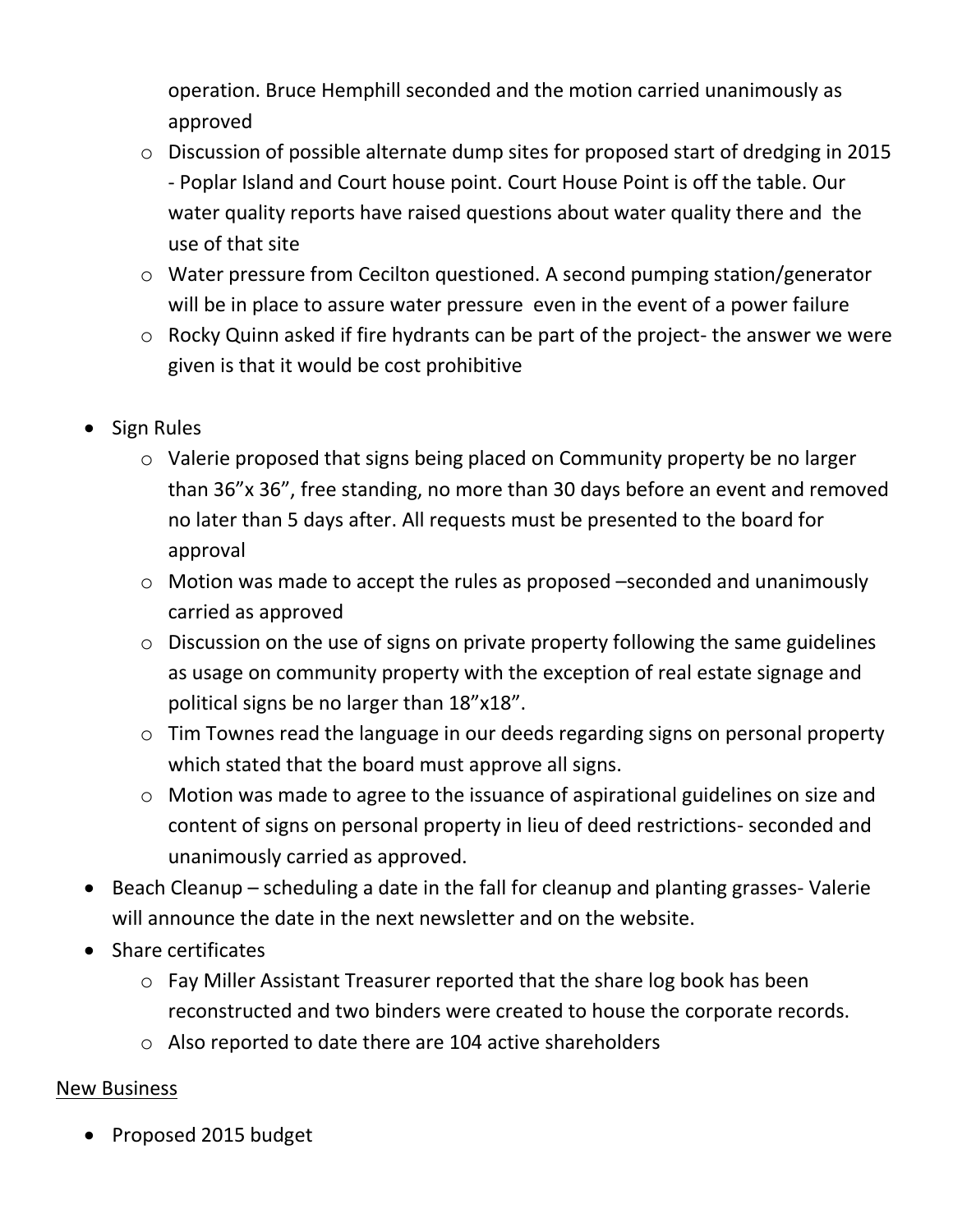operation. Bruce Hemphill seconded and the motion carried unanimously as approved

- Discussion of possible alternate dump sites for proposed start of dredging in 2015 - Poplar Island and Court house point. Court House Point is off the table. Our water quality reports have raised questions about water quality there and the use of that site
- Water pressure from Cecilton questioned. A second pumping station/generator will be in place to assure water pressure even in the event of a power failure
- Rocky Quinn asked if fire hydrants can be part of the project- the answer we were given is that it would be cost prohibitive

- Sign Rules
  - Valerie proposed that signs being placed on Community property be no larger than 36"x 36", free standing, no more than 30 days before an event and removed no later than 5 days after. All requests must be presented to the board for approval
  - Motion was made to accept the rules as proposed –seconded and unanimously carried as approved
  - Discussion on the use of signs on private property following the same guidelines as usage on community property with the exception of real estate signage and political signs be no larger than 18"x18".
  - Tim Townes read the language in our deeds regarding signs on personal property which stated that the board must approve all signs.
  - Motion was made to agree to the issuance of aspirational guidelines on size and content of signs on personal property in lieu of deed restrictions- seconded and unanimously carried as approved.
- Beach Cleanup – scheduling a date in the fall for cleanup and planting grasses- Valerie will announce the date in the next newsletter and on the website.
- Share certificates
  - Fay Miller Assistant Treasurer reported that the share log book has been reconstructed and two binders were created to house the corporate records.
  - Also reported to date there are 104 active shareholders

<u>New Business</u>

- Proposed 2015 budget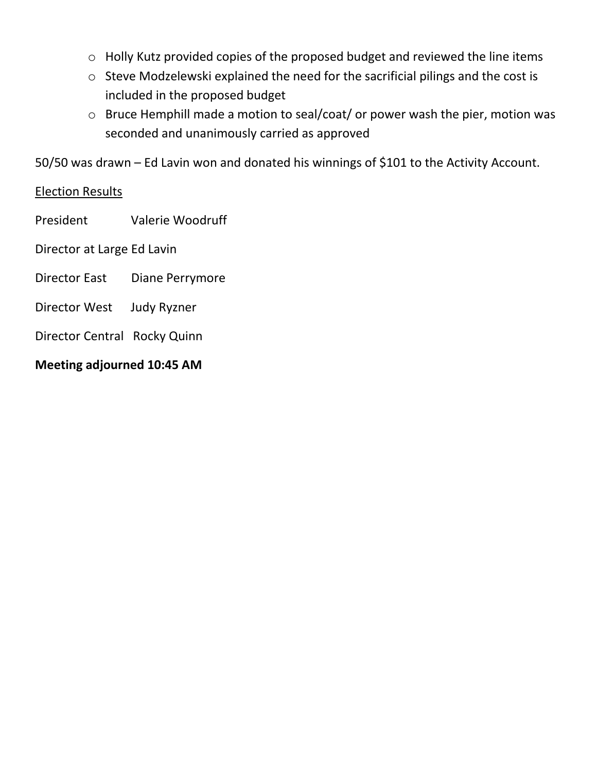- Holly Kutz provided copies of the proposed budget and reviewed the line items
- Steve Modzelewski explained the need for the sacrificial pilings and the cost is included in the proposed budget
- Bruce Hemphill made a motion to seal/coat/ or power wash the pier, motion was seconded and unanimously carried as approved

50/50 was drawn – Ed Lavin won and donated his winnings of $101 to the Activity Account.

<u>Election Results</u>

President Valerie Woodruff

Director at Large Ed Lavin

Director East Diane Perrymore

Director West Judy Ryzner

Director Central Rocky Quinn

**Meeting adjourned 10:45 AM**